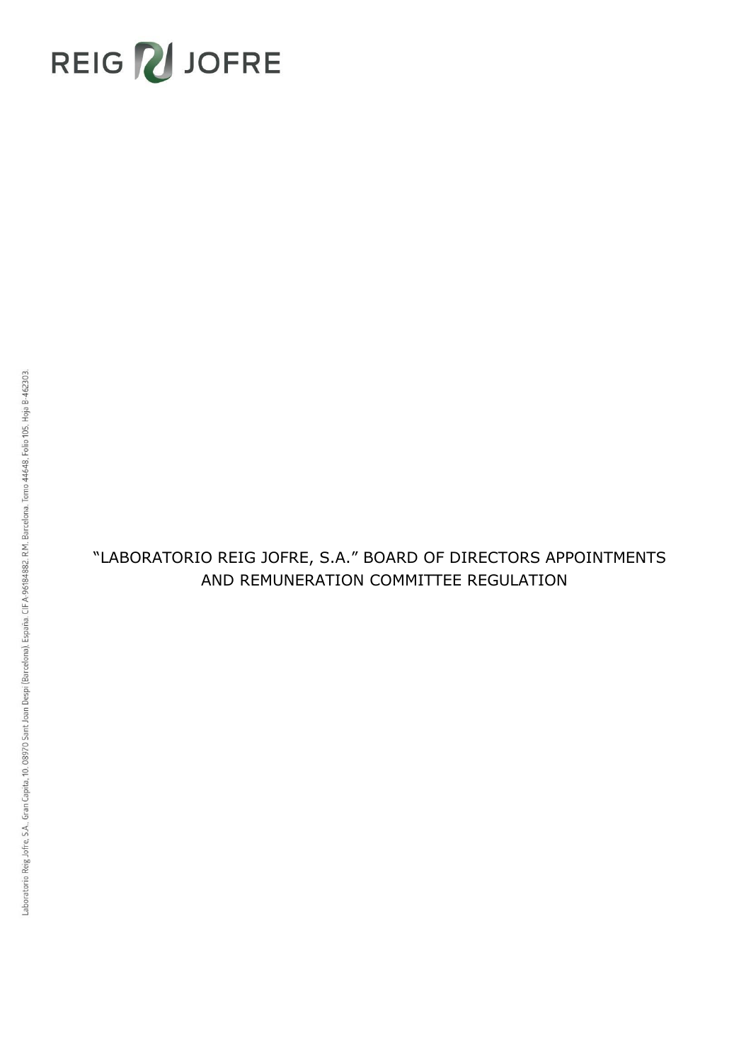# "LABORATORIO REIG JOFRE, S.A." BOARD OF DIRECTORS APPOINTMENTS AND REMUNERATION COMMITTEE REGULATION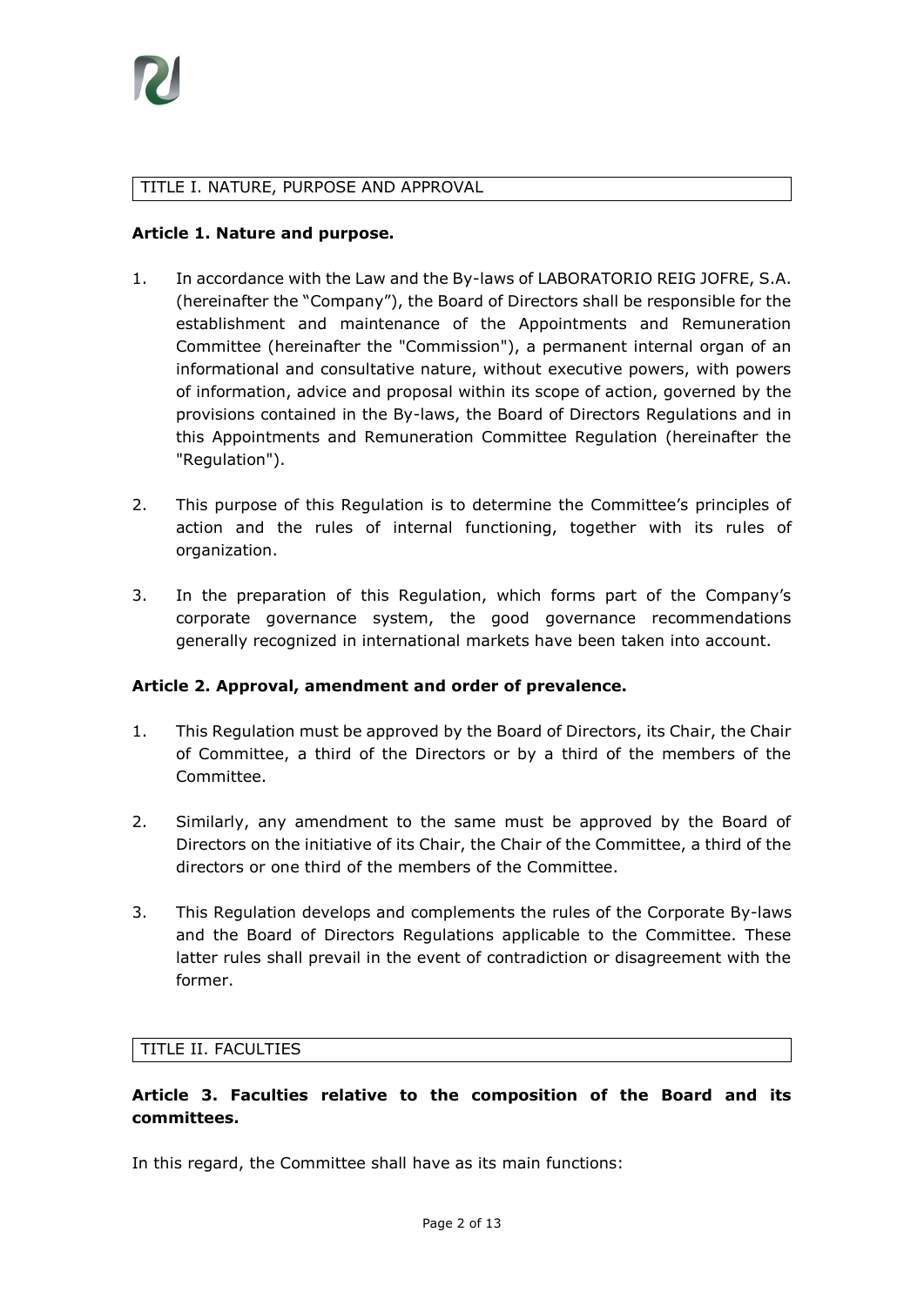## TITLE I. NATURE, PURPOSE AND APPROVAL

**Article 1. Nature and purpose.**

1. In accordance with the Law and the By-laws of LABORATORIO REIG JOFRE, S.A. (hereinafter the "Company"), the Board of Directors shall be responsible for the establishment and maintenance of the Appointments and Remuneration Committee (hereinafter the "Commission"), a permanent internal organ of an informational and consultative nature, without executive powers, with powers of information, advice and proposal within its scope of action, governed by the provisions contained in the By-laws, the Board of Directors Regulations and in this Appointments and Remuneration Committee Regulation (hereinafter the "Regulation").

2. This purpose of this Regulation is to determine the Committee's principles of action and the rules of internal functioning, together with its rules of organization.

3. In the preparation of this Regulation, which forms part of the Company's corporate governance system, the good governance recommendations generally recognized in international markets have been taken into account.

**Article 2. Approval, amendment and order of prevalence.**

1. This Regulation must be approved by the Board of Directors, its Chair, the Chair of Committee, a third of the Directors or by a third of the members of the Committee.

2. Similarly, any amendment to the same must be approved by the Board of Directors on the initiative of its Chair, the Chair of the Committee, a third of the directors or one third of the members of the Committee.

3. This Regulation develops and complements the rules of the Corporate By-laws and the Board of Directors Regulations applicable to the Committee. These latter rules shall prevail in the event of contradiction or disagreement with the former.

## TITLE II. FACULTIES

**Article 3. Faculties relative to the composition of the Board and its committees.**

In this regard, the Committee shall have as its main functions: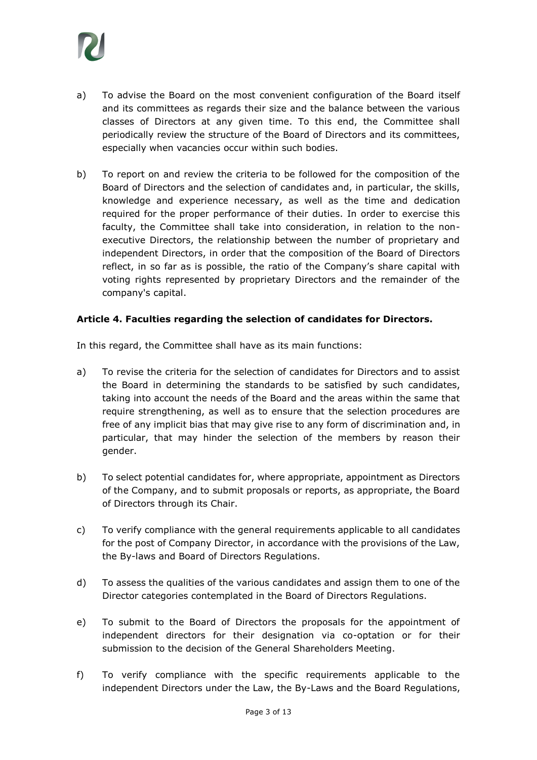a) To advise the Board on the most convenient configuration of the Board itself and its committees as regards their size and the balance between the various classes of Directors at any given time. To this end, the Committee shall periodically review the structure of the Board of Directors and its committees, especially when vacancies occur within such bodies.

b) To report on and review the criteria to be followed for the composition of the Board of Directors and the selection of candidates and, in particular, the skills, knowledge and experience necessary, as well as the time and dedication required for the proper performance of their duties. In order to exercise this faculty, the Committee shall take into consideration, in relation to the non-executive Directors, the relationship between the number of proprietary and independent Directors, in order that the composition of the Board of Directors reflect, in so far as is possible, the ratio of the Company's share capital with voting rights represented by proprietary Directors and the remainder of the company's capital.

**Article 4. Faculties regarding the selection of candidates for Directors.**

In this regard, the Committee shall have as its main functions:

a) To revise the criteria for the selection of candidates for Directors and to assist the Board in determining the standards to be satisfied by such candidates, taking into account the needs of the Board and the areas within the same that require strengthening, as well as to ensure that the selection procedures are free of any implicit bias that may give rise to any form of discrimination and, in particular, that may hinder the selection of the members by reason their gender.

b) To select potential candidates for, where appropriate, appointment as Directors of the Company, and to submit proposals or reports, as appropriate, the Board of Directors through its Chair.

c) To verify compliance with the general requirements applicable to all candidates for the post of Company Director, in accordance with the provisions of the Law, the By-laws and Board of Directors Regulations.

d) To assess the qualities of the various candidates and assign them to one of the Director categories contemplated in the Board of Directors Regulations.

e) To submit to the Board of Directors the proposals for the appointment of independent directors for their designation via co-optation or for their submission to the decision of the General Shareholders Meeting.

f) To verify compliance with the specific requirements applicable to the independent Directors under the Law, the By-Laws and the Board Regulations,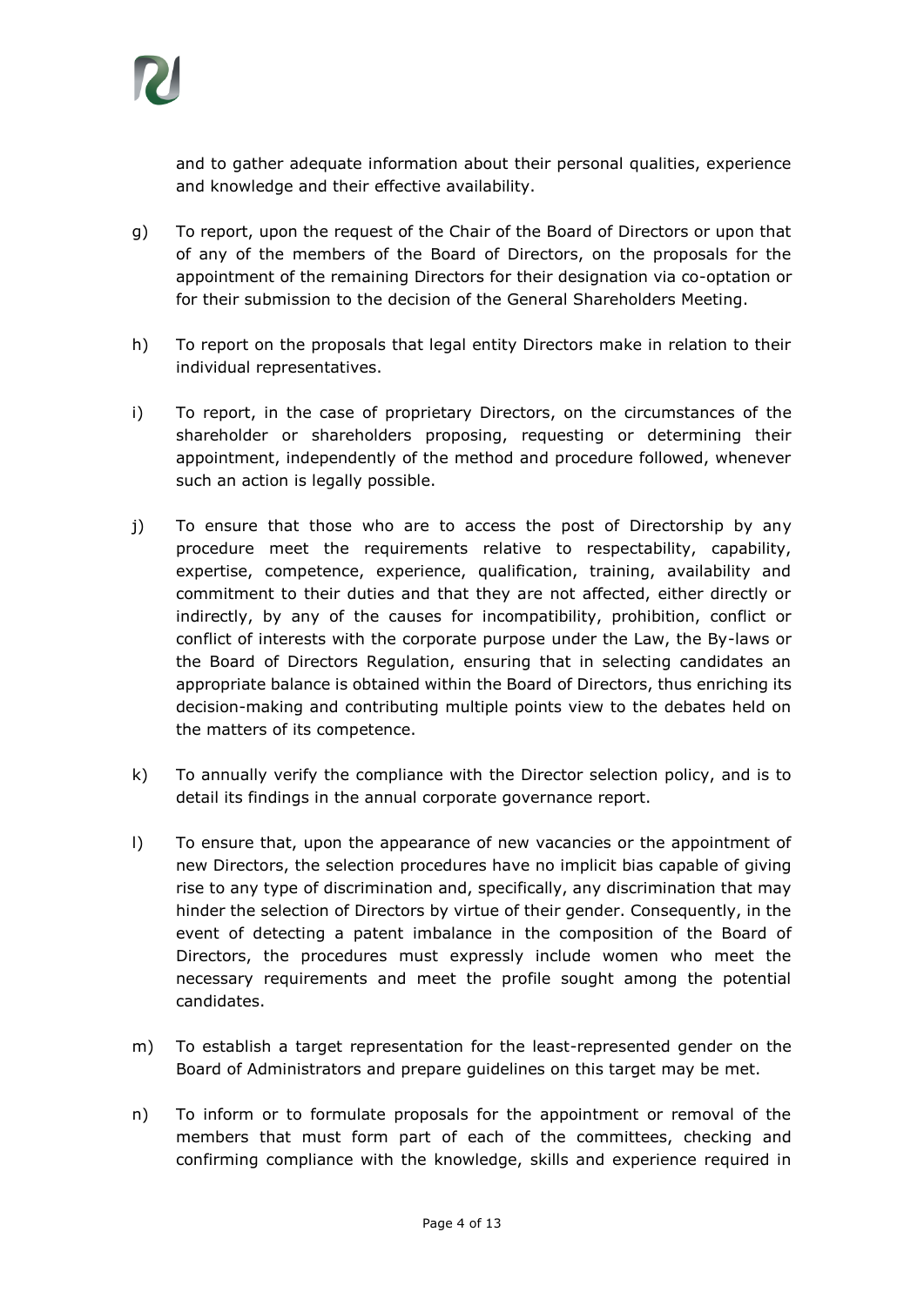and to gather adequate information about their personal qualities, experience and knowledge and their effective availability.

g) To report, upon the request of the Chair of the Board of Directors or upon that of any of the members of the Board of Directors, on the proposals for the appointment of the remaining Directors for their designation via co-optation or for their submission to the decision of the General Shareholders Meeting.

h) To report on the proposals that legal entity Directors make in relation to their individual representatives.

i) To report, in the case of proprietary Directors, on the circumstances of the shareholder or shareholders proposing, requesting or determining their appointment, independently of the method and procedure followed, whenever such an action is legally possible.

j) To ensure that those who are to access the post of Directorship by any procedure meet the requirements relative to respectability, capability, expertise, competence, experience, qualification, training, availability and commitment to their duties and that they are not affected, either directly or indirectly, by any of the causes for incompatibility, prohibition, conflict or conflict of interests with the corporate purpose under the Law, the By-laws or the Board of Directors Regulation, ensuring that in selecting candidates an appropriate balance is obtained within the Board of Directors, thus enriching its decision-making and contributing multiple points view to the debates held on the matters of its competence.

k) To annually verify the compliance with the Director selection policy, and is to detail its findings in the annual corporate governance report.

l) To ensure that, upon the appearance of new vacancies or the appointment of new Directors, the selection procedures have no implicit bias capable of giving rise to any type of discrimination and, specifically, any discrimination that may hinder the selection of Directors by virtue of their gender. Consequently, in the event of detecting a patent imbalance in the composition of the Board of Directors, the procedures must expressly include women who meet the necessary requirements and meet the profile sought among the potential candidates.

m) To establish a target representation for the least-represented gender on the Board of Administrators and prepare guidelines on this target may be met.

n) To inform or to formulate proposals for the appointment or removal of the members that must form part of each of the committees, checking and confirming compliance with the knowledge, skills and experience required in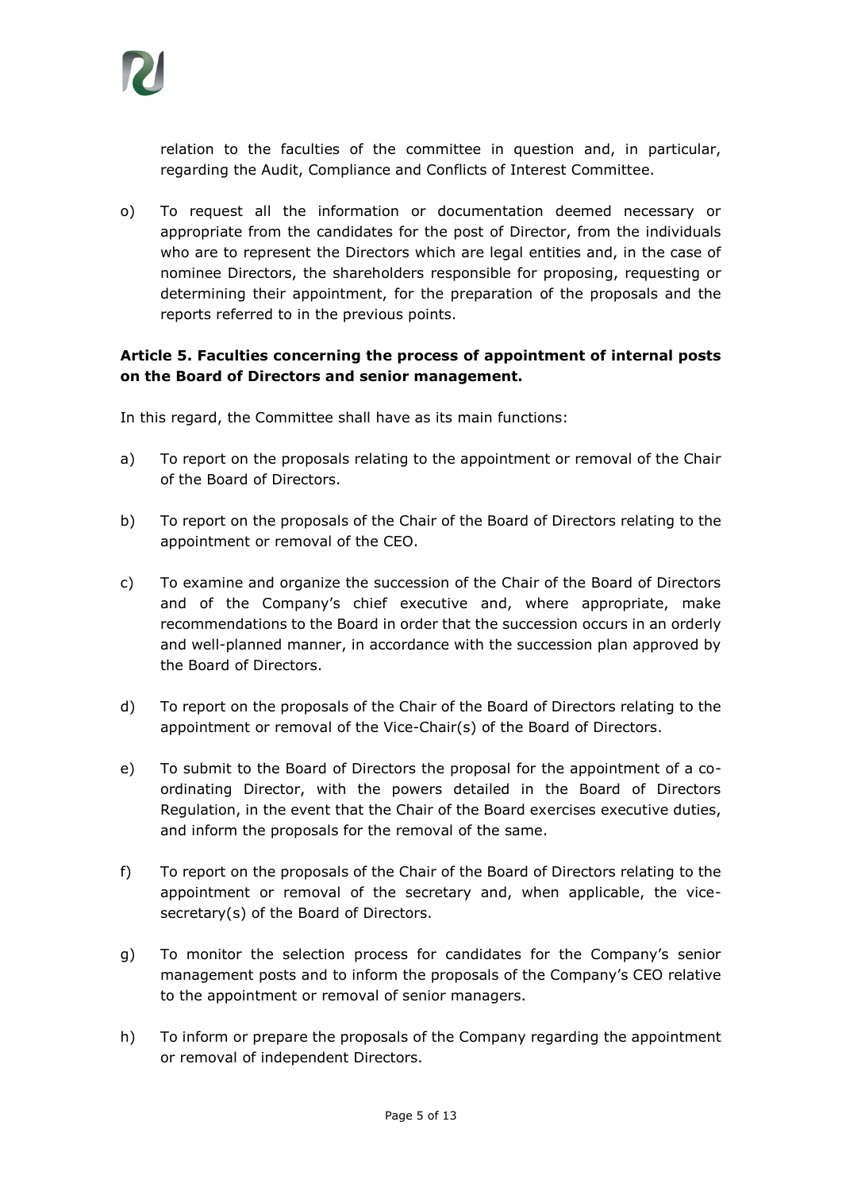relation to the faculties of the committee in question and, in particular, regarding the Audit, Compliance and Conflicts of Interest Committee.

o) To request all the information or documentation deemed necessary or appropriate from the candidates for the post of Director, from the individuals who are to represent the Directors which are legal entities and, in the case of nominee Directors, the shareholders responsible for proposing, requesting or determining their appointment, for the preparation of the proposals and the reports referred to in the previous points.

**Article 5. Faculties concerning the process of appointment of internal posts on the Board of Directors and senior management.**

In this regard, the Committee shall have as its main functions:

a) To report on the proposals relating to the appointment or removal of the Chair of the Board of Directors.

b) To report on the proposals of the Chair of the Board of Directors relating to the appointment or removal of the CEO.

c) To examine and organize the succession of the Chair of the Board of Directors and of the Company's chief executive and, where appropriate, make recommendations to the Board in order that the succession occurs in an orderly and well-planned manner, in accordance with the succession plan approved by the Board of Directors.

d) To report on the proposals of the Chair of the Board of Directors relating to the appointment or removal of the Vice-Chair(s) of the Board of Directors.

e) To submit to the Board of Directors the proposal for the appointment of a co-ordinating Director, with the powers detailed in the Board of Directors Regulation, in the event that the Chair of the Board exercises executive duties, and inform the proposals for the removal of the same.

f) To report on the proposals of the Chair of the Board of Directors relating to the appointment or removal of the secretary and, when applicable, the vice-secretary(s) of the Board of Directors.

g) To monitor the selection process for candidates for the Company's senior management posts and to inform the proposals of the Company's CEO relative to the appointment or removal of senior managers.

h) To inform or prepare the proposals of the Company regarding the appointment or removal of independent Directors.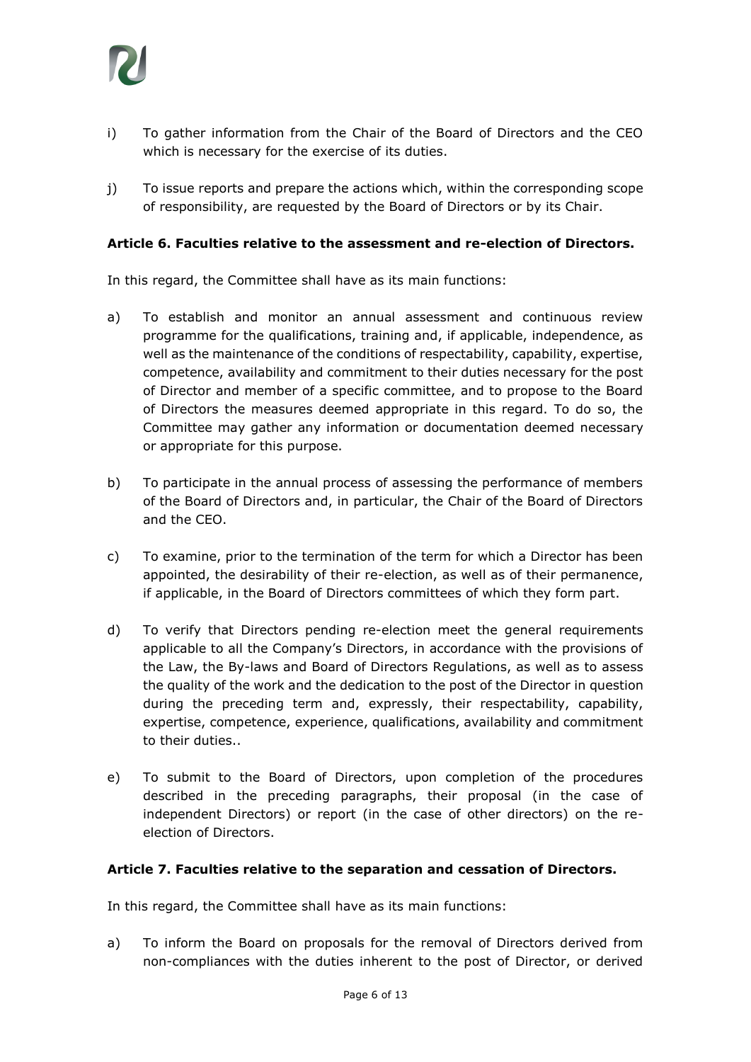i) To gather information from the Chair of the Board of Directors and the CEO which is necessary for the exercise of its duties.

j) To issue reports and prepare the actions which, within the corresponding scope of responsibility, are requested by the Board of Directors or by its Chair.

**Article 6. Faculties relative to the assessment and re-election of Directors.**

In this regard, the Committee shall have as its main functions:

a) To establish and monitor an annual assessment and continuous review programme for the qualifications, training and, if applicable, independence, as well as the maintenance of the conditions of respectability, capability, expertise, competence, availability and commitment to their duties necessary for the post of Director and member of a specific committee, and to propose to the Board of Directors the measures deemed appropriate in this regard. To do so, the Committee may gather any information or documentation deemed necessary or appropriate for this purpose.

b) To participate in the annual process of assessing the performance of members of the Board of Directors and, in particular, the Chair of the Board of Directors and the CEO.

c) To examine, prior to the termination of the term for which a Director has been appointed, the desirability of their re-election, as well as of their permanence, if applicable, in the Board of Directors committees of which they form part.

d) To verify that Directors pending re-election meet the general requirements applicable to all the Company's Directors, in accordance with the provisions of the Law, the By-laws and Board of Directors Regulations, as well as to assess the quality of the work and the dedication to the post of the Director in question during the preceding term and, expressly, their respectability, capability, expertise, competence, experience, qualifications, availability and commitment to their duties..

e) To submit to the Board of Directors, upon completion of the procedures described in the preceding paragraphs, their proposal (in the case of independent Directors) or report (in the case of other directors) on the re-election of Directors.

**Article 7. Faculties relative to the separation and cessation of Directors.**

In this regard, the Committee shall have as its main functions:

a) To inform the Board on proposals for the removal of Directors derived from non-compliances with the duties inherent to the post of Director, or derived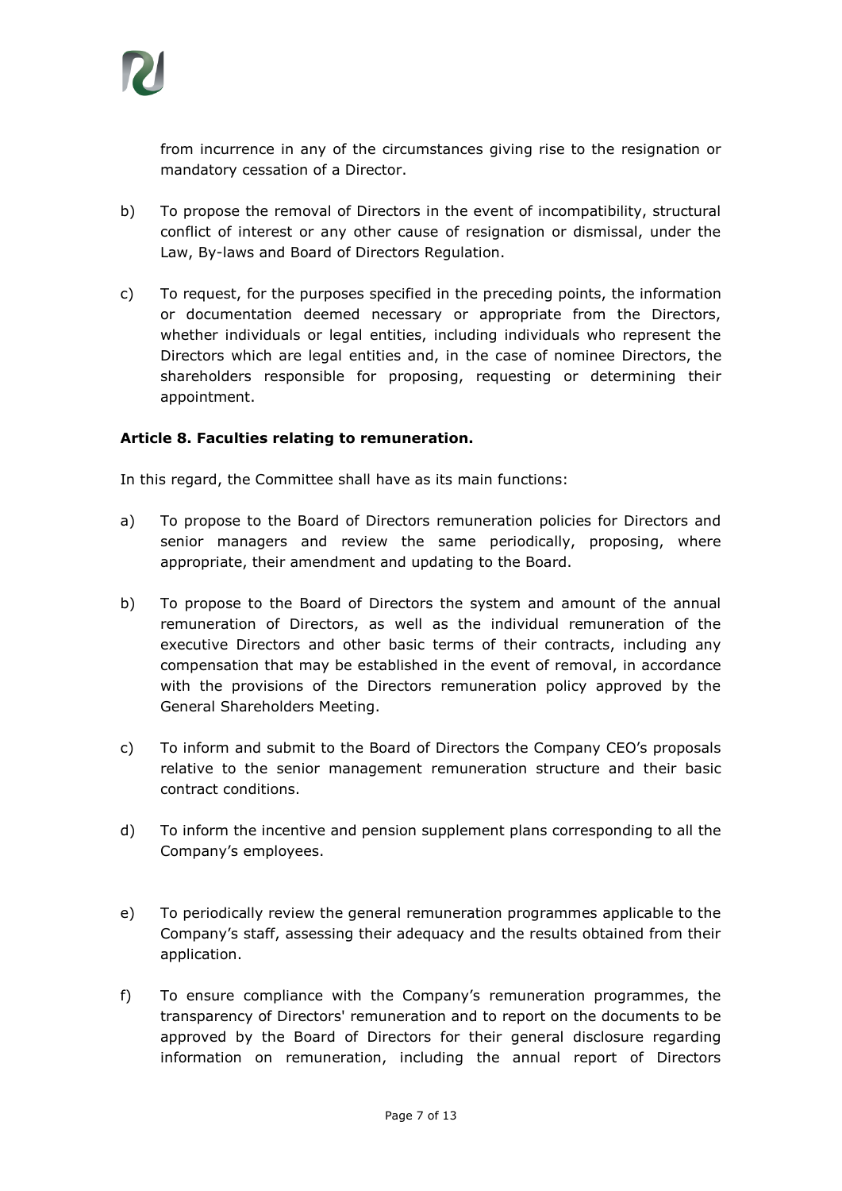from incurrence in any of the circumstances giving rise to the resignation or mandatory cessation of a Director.

b) To propose the removal of Directors in the event of incompatibility, structural conflict of interest or any other cause of resignation or dismissal, under the Law, By-laws and Board of Directors Regulation.

c) To request, for the purposes specified in the preceding points, the information or documentation deemed necessary or appropriate from the Directors, whether individuals or legal entities, including individuals who represent the Directors which are legal entities and, in the case of nominee Directors, the shareholders responsible for proposing, requesting or determining their appointment.

**Article 8. Faculties relating to remuneration.**

In this regard, the Committee shall have as its main functions:

a) To propose to the Board of Directors remuneration policies for Directors and senior managers and review the same periodically, proposing, where appropriate, their amendment and updating to the Board.

b) To propose to the Board of Directors the system and amount of the annual remuneration of Directors, as well as the individual remuneration of the executive Directors and other basic terms of their contracts, including any compensation that may be established in the event of removal, in accordance with the provisions of the Directors remuneration policy approved by the General Shareholders Meeting.

c) To inform and submit to the Board of Directors the Company CEO's proposals relative to the senior management remuneration structure and their basic contract conditions.

d) To inform the incentive and pension supplement plans corresponding to all the Company's employees.

e) To periodically review the general remuneration programmes applicable to the Company's staff, assessing their adequacy and the results obtained from their application.

f) To ensure compliance with the Company's remuneration programmes, the transparency of Directors' remuneration and to report on the documents to be approved by the Board of Directors for their general disclosure regarding information on remuneration, including the annual report of Directors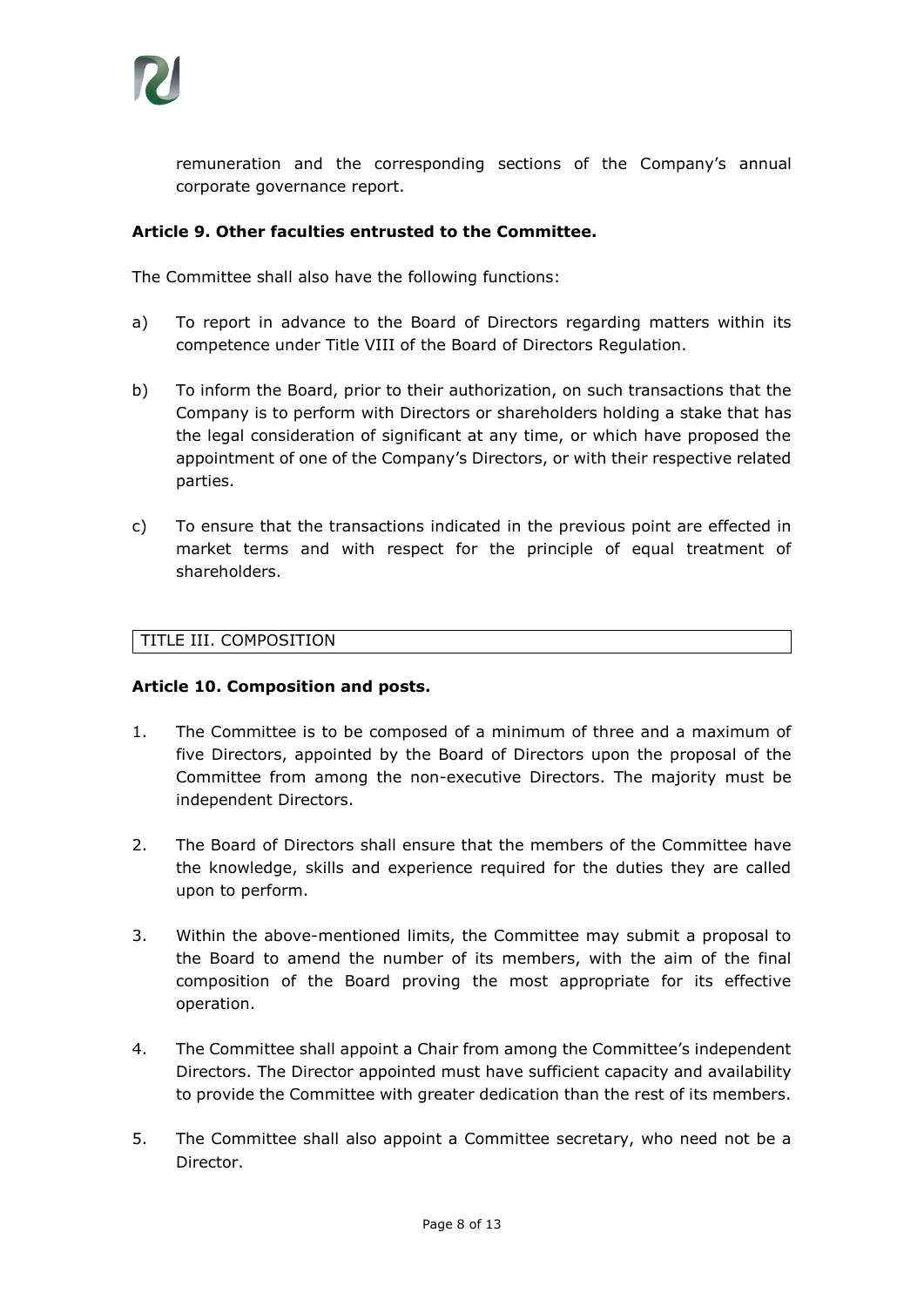remuneration and the corresponding sections of the Company's annual corporate governance report.

**Article 9. Other faculties entrusted to the Committee.**

The Committee shall also have the following functions:

a) To report in advance to the Board of Directors regarding matters within its competence under Title VIII of the Board of Directors Regulation.

b) To inform the Board, prior to their authorization, on such transactions that the Company is to perform with Directors or shareholders holding a stake that has the legal consideration of significant at any time, or which have proposed the appointment of one of the Company's Directors, or with their respective related parties.

c) To ensure that the transactions indicated in the previous point are effected in market terms and with respect for the principle of equal treatment of shareholders.

## TITLE III. COMPOSITION

**Article 10. Composition and posts.**

1. The Committee is to be composed of a minimum of three and a maximum of five Directors, appointed by the Board of Directors upon the proposal of the Committee from among the non-executive Directors. The majority must be independent Directors.

2. The Board of Directors shall ensure that the members of the Committee have the knowledge, skills and experience required for the duties they are called upon to perform.

3. Within the above-mentioned limits, the Committee may submit a proposal to the Board to amend the number of its members, with the aim of the final composition of the Board proving the most appropriate for its effective operation.

4. The Committee shall appoint a Chair from among the Committee's independent Directors. The Director appointed must have sufficient capacity and availability to provide the Committee with greater dedication than the rest of its members.

5. The Committee shall also appoint a Committee secretary, who need not be a Director.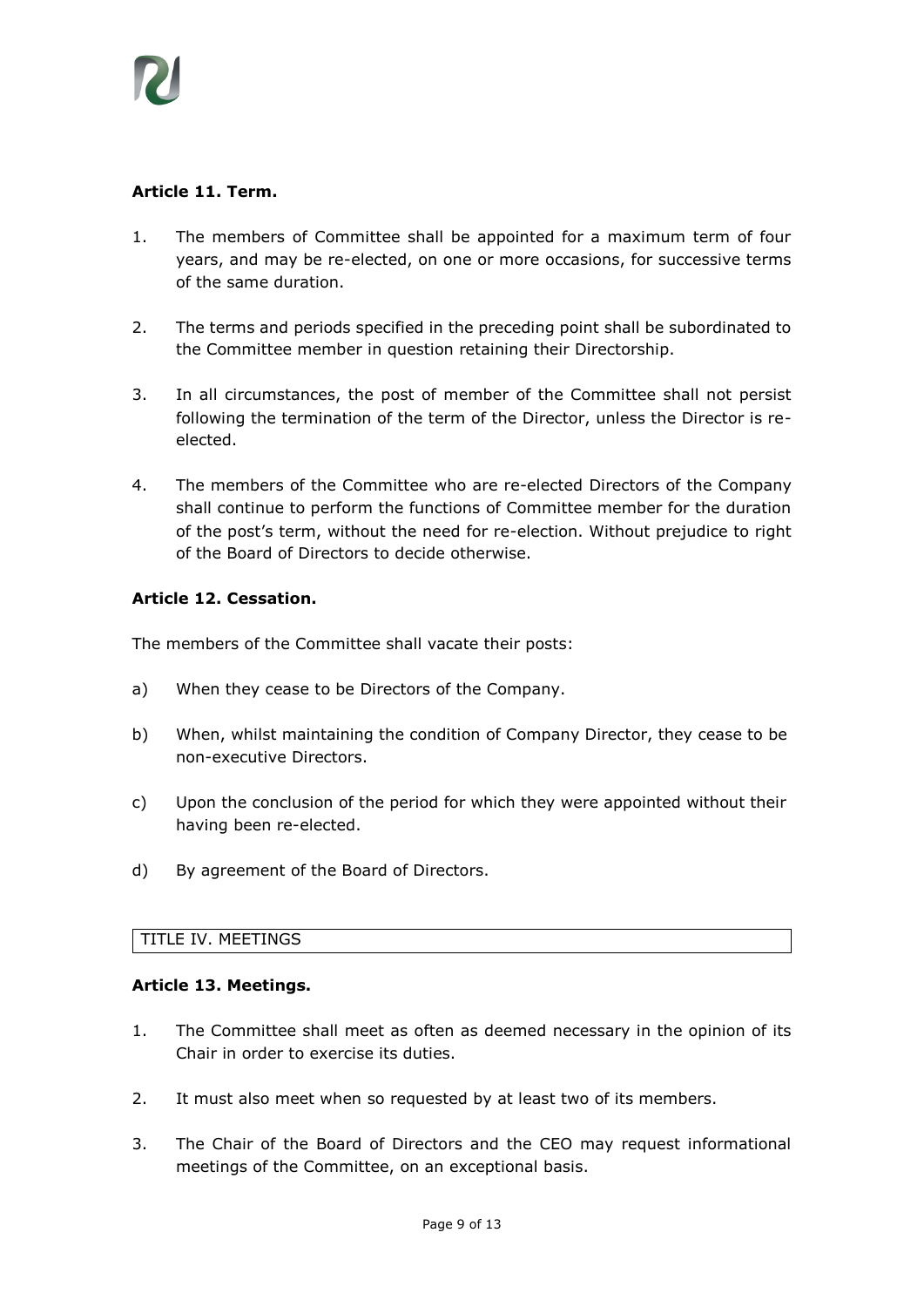### Article 11. Term.

1. The members of Committee shall be appointed for a maximum term of four years, and may be re-elected, on one or more occasions, for successive terms of the same duration.

2. The terms and periods specified in the preceding point shall be subordinated to the Committee member in question retaining their Directorship.

3. In all circumstances, the post of member of the Committee shall not persist following the termination of the term of the Director, unless the Director is re-elected.

4. The members of the Committee who are re-elected Directors of the Company shall continue to perform the functions of Committee member for the duration of the post's term, without the need for re-election. Without prejudice to right of the Board of Directors to decide otherwise.

### Article 12. Cessation.

The members of the Committee shall vacate their posts:

a) When they cease to be Directors of the Company.

b) When, whilst maintaining the condition of Company Director, they cease to be non-executive Directors.

c) Upon the conclusion of the period for which they were appointed without their having been re-elected.

d) By agreement of the Board of Directors.

## TITLE IV. MEETINGS

### Article 13. Meetings.

1. The Committee shall meet as often as deemed necessary in the opinion of its Chair in order to exercise its duties.

2. It must also meet when so requested by at least two of its members.

3. The Chair of the Board of Directors and the CEO may request informational meetings of the Committee, on an exceptional basis.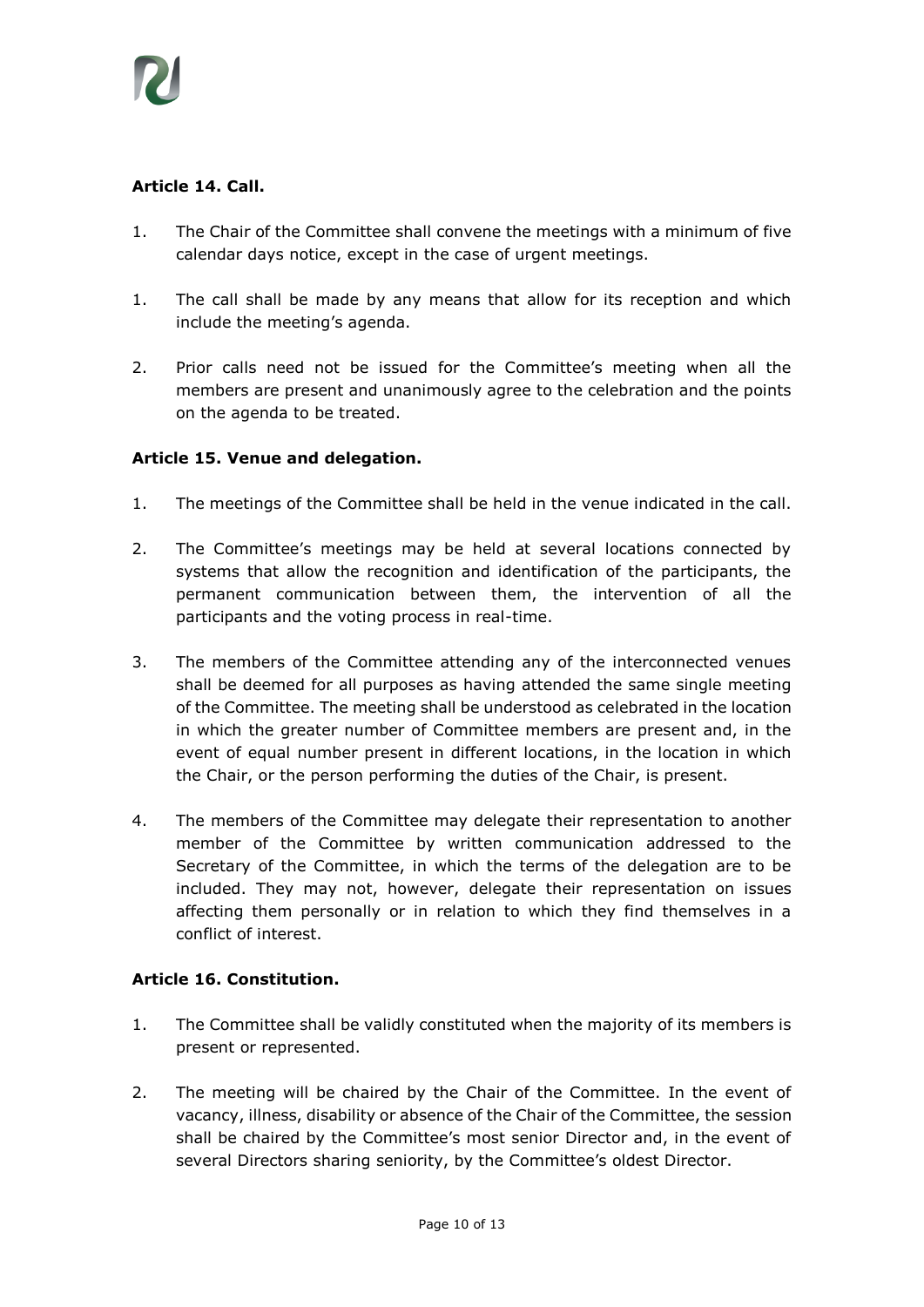**Article 14. Call.**

1. The Chair of the Committee shall convene the meetings with a minimum of five calendar days notice, except in the case of urgent meetings.

1. The call shall be made by any means that allow for its reception and which include the meeting's agenda.

2. Prior calls need not be issued for the Committee's meeting when all the members are present and unanimously agree to the celebration and the points on the agenda to be treated.

**Article 15. Venue and delegation.**

1. The meetings of the Committee shall be held in the venue indicated in the call.

2. The Committee's meetings may be held at several locations connected by systems that allow the recognition and identification of the participants, the permanent communication between them, the intervention of all the participants and the voting process in real-time.

3. The members of the Committee attending any of the interconnected venues shall be deemed for all purposes as having attended the same single meeting of the Committee. The meeting shall be understood as celebrated in the location in which the greater number of Committee members are present and, in the event of equal number present in different locations, in the location in which the Chair, or the person performing the duties of the Chair, is present.

4. The members of the Committee may delegate their representation to another member of the Committee by written communication addressed to the Secretary of the Committee, in which the terms of the delegation are to be included. They may not, however, delegate their representation on issues affecting them personally or in relation to which they find themselves in a conflict of interest.

**Article 16. Constitution.**

1. The Committee shall be validly constituted when the majority of its members is present or represented.

2. The meeting will be chaired by the Chair of the Committee. In the event of vacancy, illness, disability or absence of the Chair of the Committee, the session shall be chaired by the Committee's most senior Director and, in the event of several Directors sharing seniority, by the Committee's oldest Director.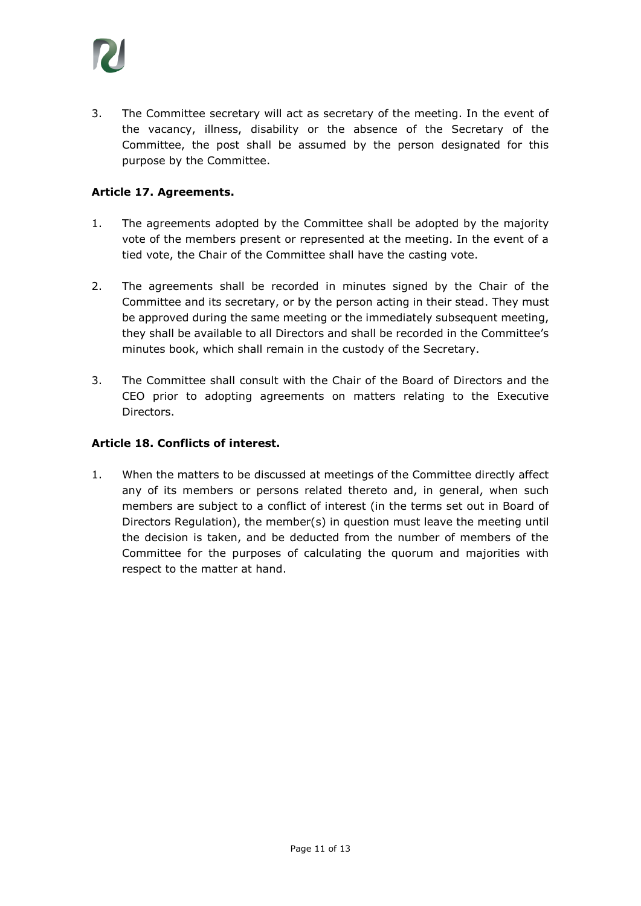3. The Committee secretary will act as secretary of the meeting. In the event of the vacancy, illness, disability or the absence of the Secretary of the Committee, the post shall be assumed by the person designated for this purpose by the Committee.

**Article 17. Agreements.**

1. The agreements adopted by the Committee shall be adopted by the majority vote of the members present or represented at the meeting. In the event of a tied vote, the Chair of the Committee shall have the casting vote.

2. The agreements shall be recorded in minutes signed by the Chair of the Committee and its secretary, or by the person acting in their stead. They must be approved during the same meeting or the immediately subsequent meeting, they shall be available to all Directors and shall be recorded in the Committee's minutes book, which shall remain in the custody of the Secretary.

3. The Committee shall consult with the Chair of the Board of Directors and the CEO prior to adopting agreements on matters relating to the Executive Directors.

**Article 18. Conflicts of interest.**

1. When the matters to be discussed at meetings of the Committee directly affect any of its members or persons related thereto and, in general, when such members are subject to a conflict of interest (in the terms set out in Board of Directors Regulation), the member(s) in question must leave the meeting until the decision is taken, and be deducted from the number of members of the Committee for the purposes of calculating the quorum and majorities with respect to the matter at hand.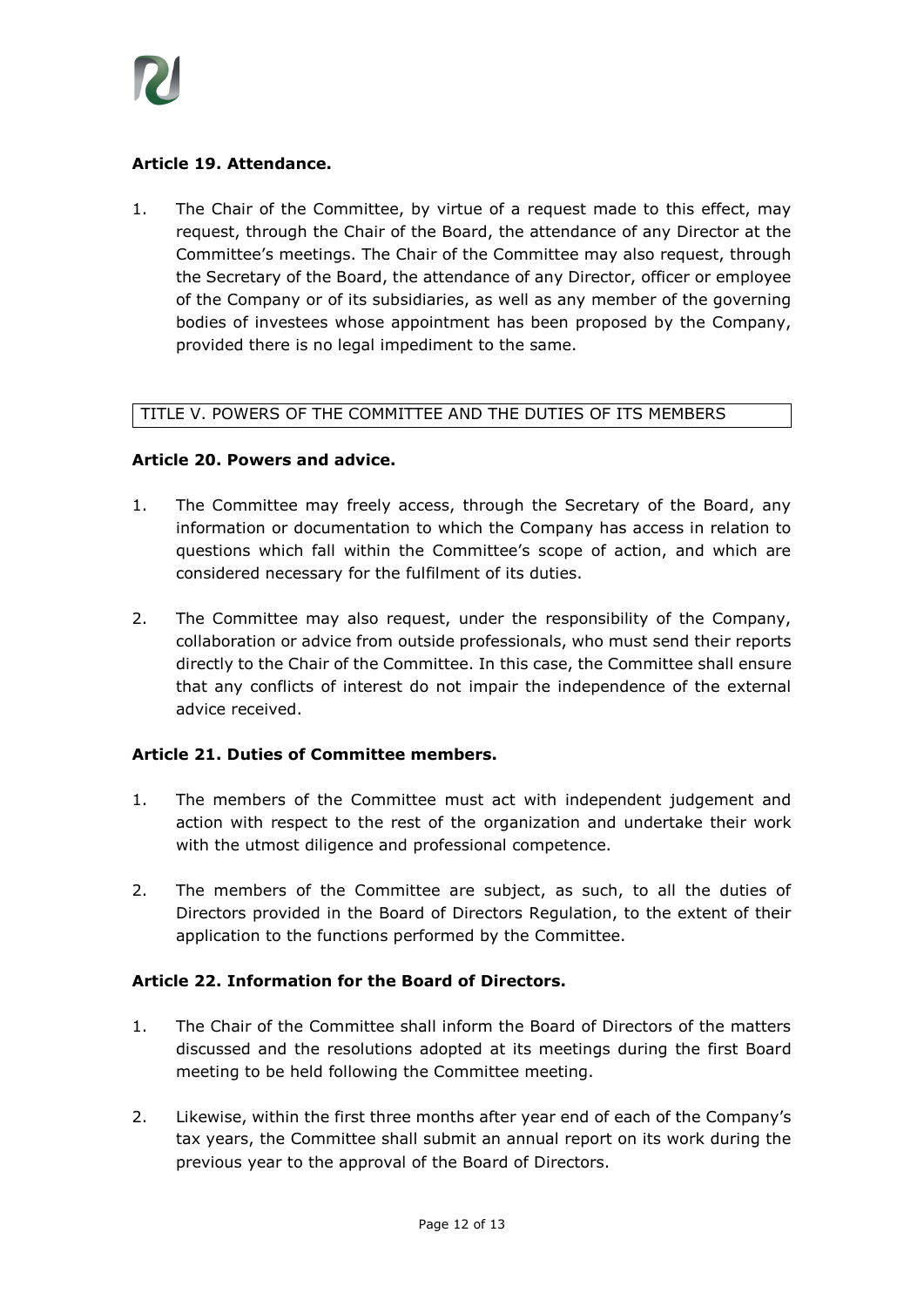**Article 19. Attendance.**

1. The Chair of the Committee, by virtue of a request made to this effect, may request, through the Chair of the Board, the attendance of any Director at the Committee's meetings. The Chair of the Committee may also request, through the Secretary of the Board, the attendance of any Director, officer or employee of the Company or of its subsidiaries, as well as any member of the governing bodies of investees whose appointment has been proposed by the Company, provided there is no legal impediment to the same.

## TITLE V. POWERS OF THE COMMITTEE AND THE DUTIES OF ITS MEMBERS

**Article 20. Powers and advice.**

1. The Committee may freely access, through the Secretary of the Board, any information or documentation to which the Company has access in relation to questions which fall within the Committee's scope of action, and which are considered necessary for the fulfilment of its duties.

2. The Committee may also request, under the responsibility of the Company, collaboration or advice from outside professionals, who must send their reports directly to the Chair of the Committee. In this case, the Committee shall ensure that any conflicts of interest do not impair the independence of the external advice received.

**Article 21. Duties of Committee members.**

1. The members of the Committee must act with independent judgement and action with respect to the rest of the organization and undertake their work with the utmost diligence and professional competence.

2. The members of the Committee are subject, as such, to all the duties of Directors provided in the Board of Directors Regulation, to the extent of their application to the functions performed by the Committee.

**Article 22. Information for the Board of Directors.**

1. The Chair of the Committee shall inform the Board of Directors of the matters discussed and the resolutions adopted at its meetings during the first Board meeting to be held following the Committee meeting.

2. Likewise, within the first three months after year end of each of the Company's tax years, the Committee shall submit an annual report on its work during the previous year to the approval of the Board of Directors.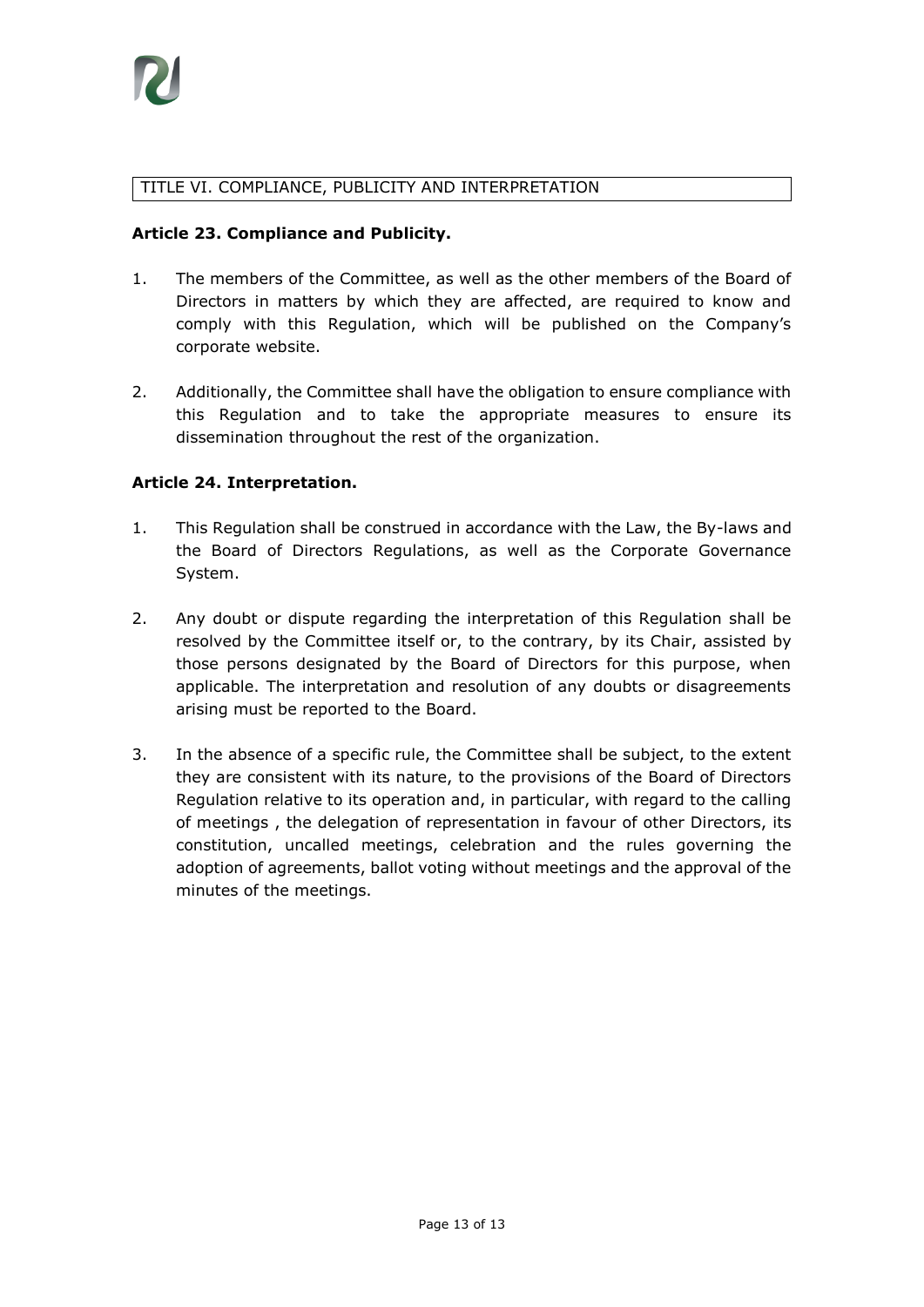## TITLE VI. COMPLIANCE, PUBLICITY AND INTERPRETATION

### Article 23. Compliance and Publicity.

1. The members of the Committee, as well as the other members of the Board of Directors in matters by which they are affected, are required to know and comply with this Regulation, which will be published on the Company's corporate website.

2. Additionally, the Committee shall have the obligation to ensure compliance with this Regulation and to take the appropriate measures to ensure its dissemination throughout the rest of the organization.

### Article 24. Interpretation.

1. This Regulation shall be construed in accordance with the Law, the By-laws and the Board of Directors Regulations, as well as the Corporate Governance System.

2. Any doubt or dispute regarding the interpretation of this Regulation shall be resolved by the Committee itself or, to the contrary, by its Chair, assisted by those persons designated by the Board of Directors for this purpose, when applicable. The interpretation and resolution of any doubts or disagreements arising must be reported to the Board.

3. In the absence of a specific rule, the Committee shall be subject, to the extent they are consistent with its nature, to the provisions of the Board of Directors Regulation relative to its operation and, in particular, with regard to the calling of meetings , the delegation of representation in favour of other Directors, its constitution, uncalled meetings, celebration and the rules governing the adoption of agreements, ballot voting without meetings and the approval of the minutes of the meetings.